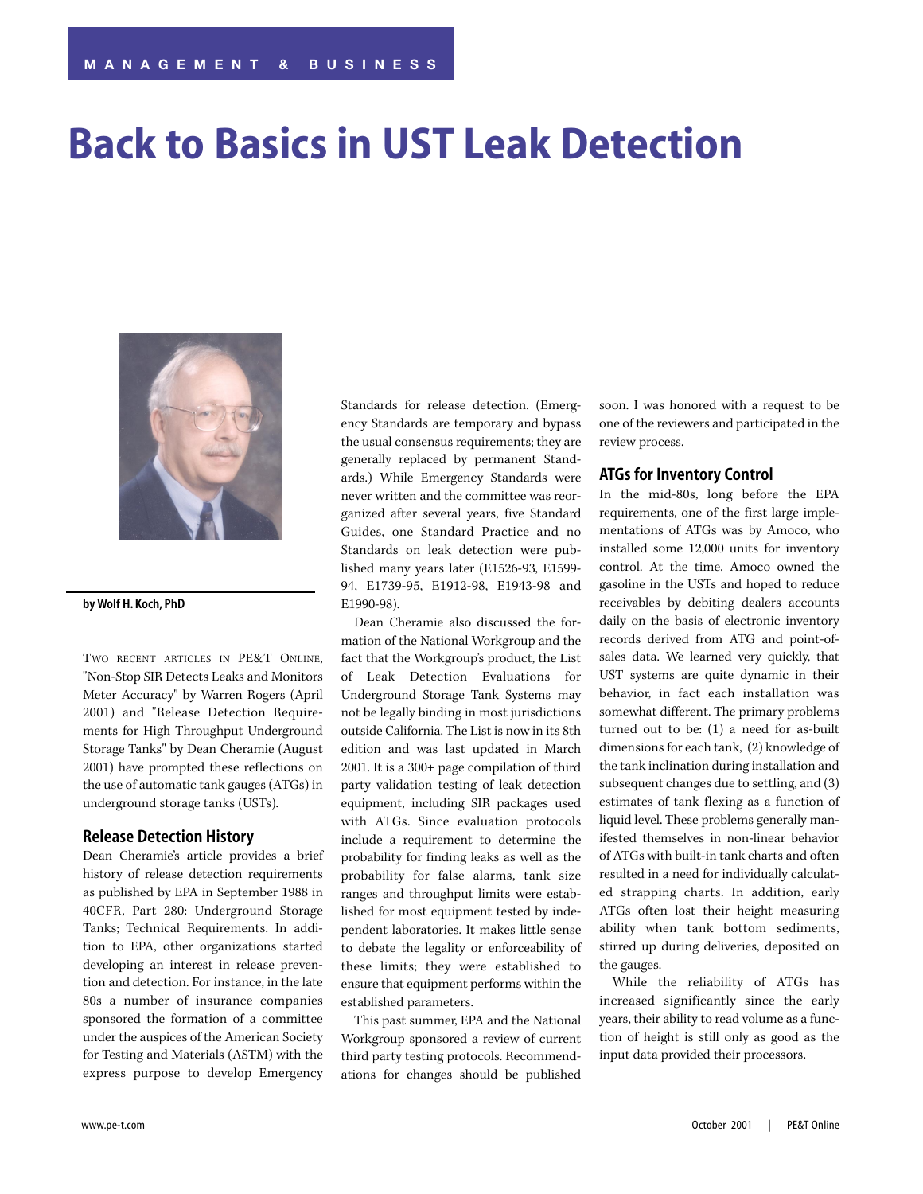MANAGEMENT & BUSINESS

# Back to Basics in UST Leak Detection

**by Wolf H. Koch, PhD**

TWO RECENT ARTICLES IN PE&T ONLINE, "Non-Stop SIR Detects Leaks and Monitors Meter Accuracy" by Warren Rogers (April 2001) and "Release Detection Requirements for High Throughput Underground Storage Tanks" by Dean Cheramie (August 2001) have prompted these reflections on the use of automatic tank gauges (ATGs) in underground storage tanks (USTs).

## Release Detection History

Dean Cheramie's article provides a brief history of release detection requirements as published by EPA in September 1988 in 40CFR, Part 280: Underground Storage Tanks; Technical Requirements. In addition to EPA, other organizations started developing an interest in release prevention and detection. For instance, in the late 80s a number of insurance companies sponsored the formation of a committee under the auspices of the American Society for Testing and Materials (ASTM) with the express purpose to develop Emergency Standards for release detection. (Emergency Standards are temporary and bypass the usual consensus requirements; they are generally replaced by permanent Standards.) While Emergency Standards were never written and the committee was reorganized after several years, five Standard Guides, one Standard Practice and no Standards on leak detection were published many years later (E1526-93, E1599-94, E1739-95, E1912-98, E1943-98 and E1990-98).

Dean Cheramie also discussed the formation of the National Workgroup and the fact that the Workgroup's product, the List of Leak Detection Evaluations for Underground Storage Tank Systems may not be legally binding in most jurisdictions outside California. The List is now in its 8th edition and was last updated in March 2001. It is a 300+ page compilation of third party validation testing of leak detection equipment, including SIR packages used with ATGs. Since evaluation protocols include a requirement to determine the probability for finding leaks as well as the probability for false alarms, tank size ranges and throughput limits were established for most equipment tested by independent laboratories. It makes little sense to debate the legality or enforceability of these limits; they were established to ensure that equipment performs within the established parameters.

This past summer, EPA and the National Workgroup sponsored a review of current third party testing protocols. Recommendations for changes should be published soon. I was honored with a request to be one of the reviewers and participated in the review process.

## ATGs for Inventory Control

In the mid-80s, long before the EPA requirements, one of the first large implementations of ATGs was by Amoco, who installed some 12,000 units for inventory control. At the time, Amoco owned the gasoline in the USTs and hoped to reduce receivables by debiting dealers accounts daily on the basis of electronic inventory records derived from ATG and point-of-sales data. We learned very quickly, that UST systems are quite dynamic in their behavior, in fact each installation was somewhat different. The primary problems turned out to be: (1) a need for as-built dimensions for each tank, (2) knowledge of the tank inclination during installation and subsequent changes due to settling, and (3) estimates of tank flexing as a function of liquid level. These problems generally manifested themselves in non-linear behavior of ATGs with built-in tank charts and often resulted in a need for individually calculated strapping charts. In addition, early ATGs often lost their height measuring ability when tank bottom sediments, stirred up during deliveries, deposited on the gauges.

While the reliability of ATGs has increased significantly since the early years, their ability to read volume as a function of height is still only as good as the input data provided their processors.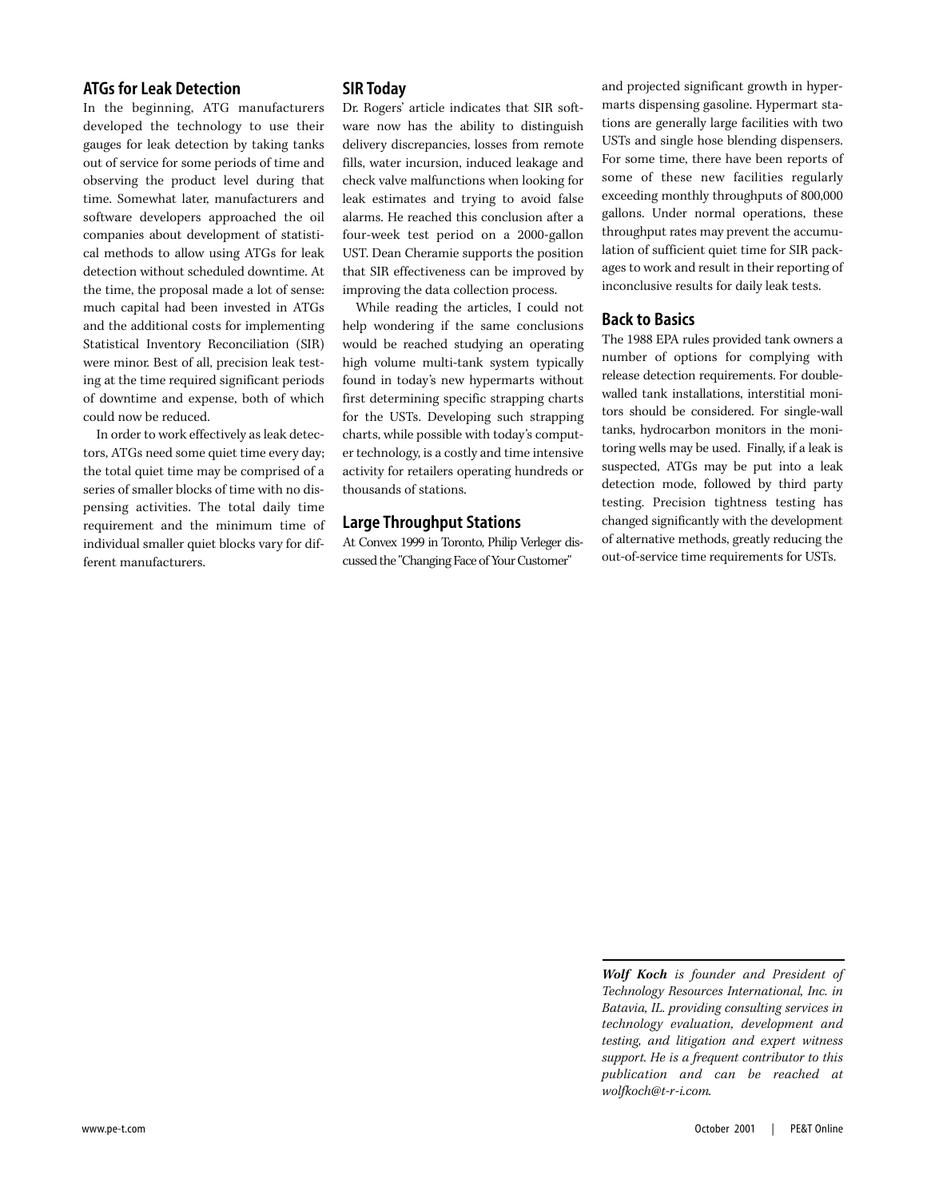## ATGs for Leak Detection

In the beginning, ATG manufacturers developed the technology to use their gauges for leak detection by taking tanks out of service for some periods of time and observing the product level during that time. Somewhat later, manufacturers and software developers approached the oil companies about development of statistical methods to allow using ATGs for leak detection without scheduled downtime. At the time, the proposal made a lot of sense: much capital had been invested in ATGs and the additional costs for implementing Statistical Inventory Reconciliation (SIR) were minor. Best of all, precision leak testing at the time required significant periods of downtime and expense, both of which could now be reduced.

In order to work effectively as leak detectors, ATGs need some quiet time every day; the total quiet time may be comprised of a series of smaller blocks of time with no dispensing activities. The total daily time requirement and the minimum time of individual smaller quiet blocks vary for different manufacturers.

## SIR Today

Dr. Rogers' article indicates that SIR software now has the ability to distinguish delivery discrepancies, losses from remote fills, water incursion, induced leakage and check valve malfunctions when looking for leak estimates and trying to avoid false alarms. He reached this conclusion after a four-week test period on a 2000-gallon UST. Dean Cheramie supports the position that SIR effectiveness can be improved by improving the data collection process.

While reading the articles, I could not help wondering if the same conclusions would be reached studying an operating high volume multi-tank system typically found in today's new hypermarts without first determining specific strapping charts for the USTs. Developing such strapping charts, while possible with today's computer technology, is a costly and time intensive activity for retailers operating hundreds or thousands of stations.

## Large Throughput Stations

At Convex 1999 in Toronto, Philip Verleger discussed the "Changing Face of Your Customer" and projected significant growth in hypermarts dispensing gasoline. Hypermart stations are generally large facilities with two USTs and single hose blending dispensers. For some time, there have been reports of some of these new facilities regularly exceeding monthly throughputs of 800,000 gallons. Under normal operations, these throughput rates may prevent the accumulation of sufficient quiet time for SIR packages to work and result in their reporting of inconclusive results for daily leak tests.

## Back to Basics

The 1988 EPA rules provided tank owners a number of options for complying with release detection requirements. For double-walled tank installations, interstitial monitors should be considered. For single-wall tanks, hydrocarbon monitors in the monitoring wells may be used. Finally, if a leak is suspected, ATGs may be put into a leak detection mode, followed by third party testing. Precision tightness testing has changed significantly with the development of alternative methods, greatly reducing the out-of-service time requirements for USTs.

---

***Wolf Koch*** *is founder and President of Technology Resources International, Inc. in Batavia, IL. providing consulting services in technology evaluation, development and testing, and litigation and expert witness support. He is a frequent contributor to this publication and can be reached at wolfkoch@t-r-i.com.*